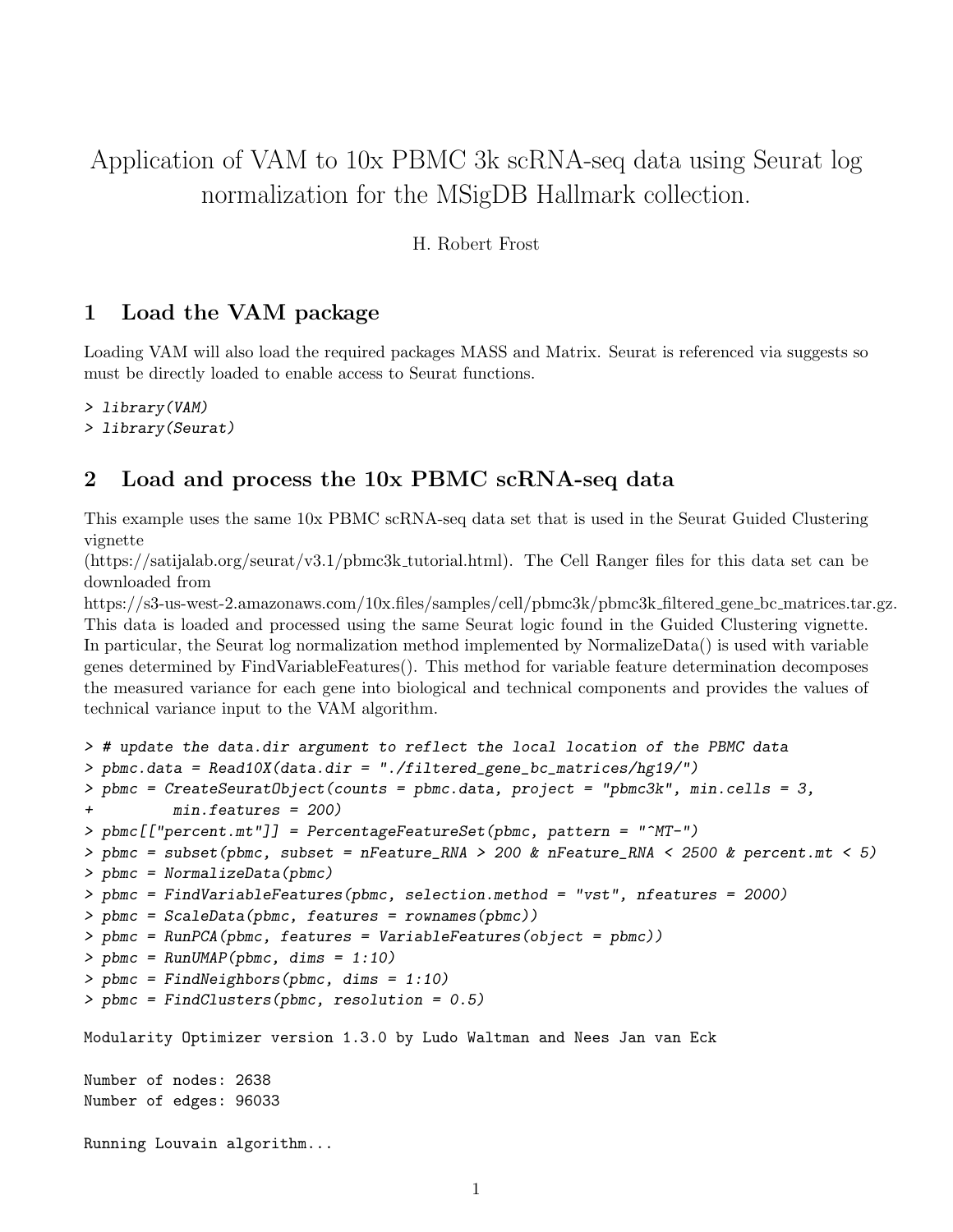# Application of VAM to 10x PBMC 3k scRNA-seq data using Seurat log normalization for the MSigDB Hallmark collection.

H. Robert Frost

## 1 Load the VAM package

Loading VAM will also load the required packages MASS and Matrix. Seurat is referenced via suggests so must be directly loaded to enable access to Seurat functions.

```
> library(VAM)
> library(Seurat)
```

## 2 Load and process the 10x PBMC scRNA-seq data

This example uses the same 10x PBMC scRNA-seq data set that is used in the Seurat Guided Clustering vignette
(https://satijalab.org/seurat/v3.1/pbmc3k_tutorial.html). The Cell Ranger files for this data set can be downloaded from
https://s3-us-west-2.amazonaws.com/10x.files/samples/cell/pbmc3k/pbmc3k_filtered_gene_bc_matrices.tar.gz. This data is loaded and processed using the same Seurat logic found in the Guided Clustering vignette. In particular, the Seurat log normalization method implemented by NormalizeData() is used with variable genes determined by FindVariableFeatures(). This method for variable feature determination decomposes the measured variance for each gene into biological and technical components and provides the values of technical variance input to the VAM algorithm.

```
> # update the data.dir argument to reflect the local location of the PBMC data
> pbmc.data = Read10X(data.dir = "./filtered_gene_bc_matrices/hg19/")
> pbmc = CreateSeuratObject(counts = pbmc.data, project = "pbmc3k", min.cells = 3,
+         min.features = 200)
> pbmc[["percent.mt"]] = PercentageFeatureSet(pbmc, pattern = "^MT-")
> pbmc = subset(pbmc, subset = nFeature_RNA > 200 & nFeature_RNA < 2500 & percent.mt < 5)
> pbmc = NormalizeData(pbmc)
> pbmc = FindVariableFeatures(pbmc, selection.method = "vst", nfeatures = 2000)
> pbmc = ScaleData(pbmc, features = rownames(pbmc))
> pbmc = RunPCA(pbmc, features = VariableFeatures(object = pbmc))
> pbmc = RunUMAP(pbmc, dims = 1:10)
> pbmc = FindNeighbors(pbmc, dims = 1:10)
> pbmc = FindClusters(pbmc, resolution = 0.5)
```

```
Modularity Optimizer version 1.3.0 by Ludo Waltman and Nees Jan van Eck

Number of nodes: 2638
Number of edges: 96033

Running Louvain algorithm...
```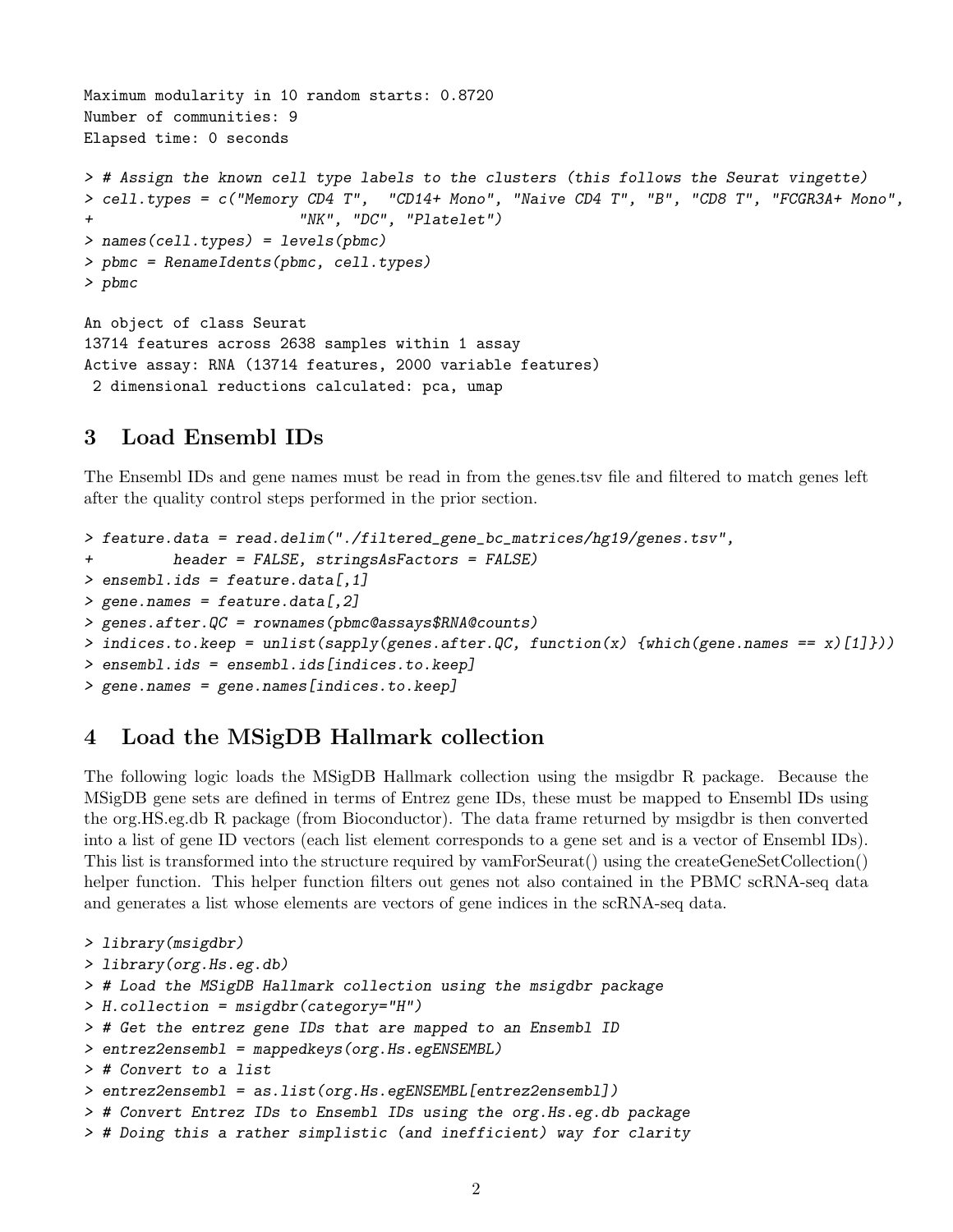```
Maximum modularity in 10 random starts: 0.8720
Number of communities: 9
Elapsed time: 0 seconds

> # Assign the known cell type labels to the clusters (this follows the Seurat vignette)
> cell.types = c("Memory CD4 T",  "CD14+ Mono", "Naive CD4 T", "B", "CD8 T", "FCGR3A+ Mono",
+                       "NK", "DC", "Platelet")
> names(cell.types) = levels(pbmc)
> pbmc = RenameIdents(pbmc, cell.types)
> pbmc

An object of class Seurat
13714 features across 2638 samples within 1 assay
Active assay: RNA (13714 features, 2000 variable features)
 2 dimensional reductions calculated: pca, umap
```

## 3 Load Ensembl IDs

The Ensembl IDs and gene names must be read in from the genes.tsv file and filtered to match genes left after the quality control steps performed in the prior section.

```
> feature.data = read.delim("./filtered_gene_bc_matrices/hg19/genes.tsv",
+         header = FALSE, stringsAsFactors = FALSE)
> ensembl.ids = feature.data[,1]
> gene.names = feature.data[,2]
> genes.after.QC = rownames(pbmc@assays$RNA@counts)
> indices.to.keep = unlist(sapply(genes.after.QC, function(x) {which(gene.names == x)[1]}))
> ensembl.ids = ensembl.ids[indices.to.keep]
> gene.names = gene.names[indices.to.keep]
```

## 4 Load the MSigDB Hallmark collection

The following logic loads the MSigDB Hallmark collection using the msigdbr R package. Because the MSigDB gene sets are defined in terms of Entrez gene IDs, these must be mapped to Ensembl IDs using the org.HS.eg.db R package (from Bioconductor). The data frame returned by msigdbr is then converted into a list of gene ID vectors (each list element corresponds to a gene set and is a vector of Ensembl IDs). This list is transformed into the structure required by vamForSeurat() using the createGeneSetCollection() helper function. This helper function filters out genes not also contained in the PBMC scRNA-seq data and generates a list whose elements are vectors of gene indices in the scRNA-seq data.

```
> library(msigdbr)
> library(org.Hs.eg.db)
> # Load the MSigDB Hallmark collection using the msigdbr package
> H.collection = msigdbr(category="H")
> # Get the entrez gene IDs that are mapped to an Ensembl ID
> entrez2ensembl = mappedkeys(org.Hs.egENSEMBL)
> # Convert to a list
> entrez2ensembl = as.list(org.Hs.egENSEMBL[entrez2ensembl])
> # Convert Entrez IDs to Ensembl IDs using the org.Hs.eg.db package
> # Doing this a rather simplistic (and inefficient) way for clarity
```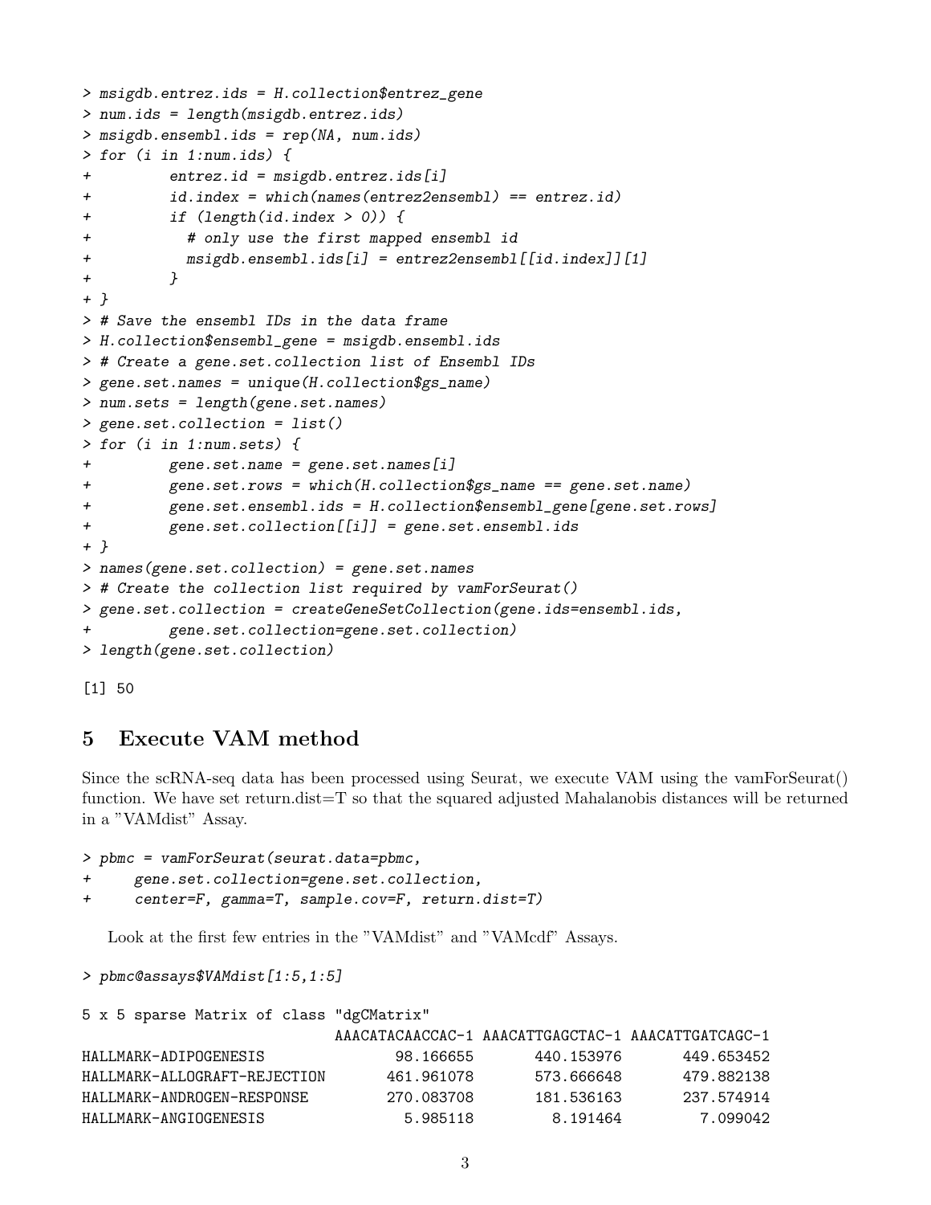```
> msigdb.entrez.ids = H.collection$entrez_gene
> num.ids = length(msigdb.entrez.ids)
> msigdb.ensembl.ids = rep(NA, num.ids)
> for (i in 1:num.ids) {
+         entrez.id = msigdb.entrez.ids[i]
+         id.index = which(names(entrez2ensembl) == entrez.id)
+         if (length(id.index > 0)) {
+           # only use the first mapped ensembl id
+           msigdb.ensembl.ids[i] = entrez2ensembl[[id.index]][1]
+         }
+ }
> # Save the ensembl IDs in the data frame
> H.collection$ensembl_gene = msigdb.ensembl.ids
> # Create a gene.set.collection list of Ensembl IDs
> gene.set.names = unique(H.collection$gs_name)
> num.sets = length(gene.set.names)
> gene.set.collection = list()
> for (i in 1:num.sets) {
+         gene.set.name = gene.set.names[i]
+         gene.set.rows = which(H.collection$gs_name == gene.set.name)
+         gene.set.ensembl.ids = H.collection$ensembl_gene[gene.set.rows]
+         gene.set.collection[[i]] = gene.set.ensembl.ids
+ }
> names(gene.set.collection) = gene.set.names
> # Create the collection list required by vamForSeurat()
> gene.set.collection = createGeneSetCollection(gene.ids=ensembl.ids,
+         gene.set.collection=gene.set.collection)
> length(gene.set.collection)

[1] 50
```

## 5 Execute VAM method

Since the scRNA-seq data has been processed using Seurat, we execute VAM using the vamForSeurat() function. We have set return.dist=T so that the squared adjusted Mahalanobis distances will be returned in a "VAMdist" Assay.

```
> pbmc = vamForSeurat(seurat.data=pbmc,
+     gene.set.collection=gene.set.collection,
+     center=F, gamma=T, sample.cov=F, return.dist=T)
```

Look at the first few entries in the "VAMdist" and "VAMcdf" Assays.

```
> pbmc@assays$VAMdist[1:5,1:5]

5 x 5 sparse Matrix of class "dgCMatrix"
                           AAACATACAACCAC-1 AAACATTGAGCTAC-1 AAACATTGATCAGC-1
HALLMARK-ADIPOGENESIS             98.166655       440.153976       449.653452
HALLMARK-ALLOGRAFT-REJECTION     461.961078       573.666648       479.882138
HALLMARK-ANDROGEN-RESPONSE       270.083708       181.536163       237.574914
HALLMARK-ANGIOGENESIS              5.985118         8.191464         7.099042
```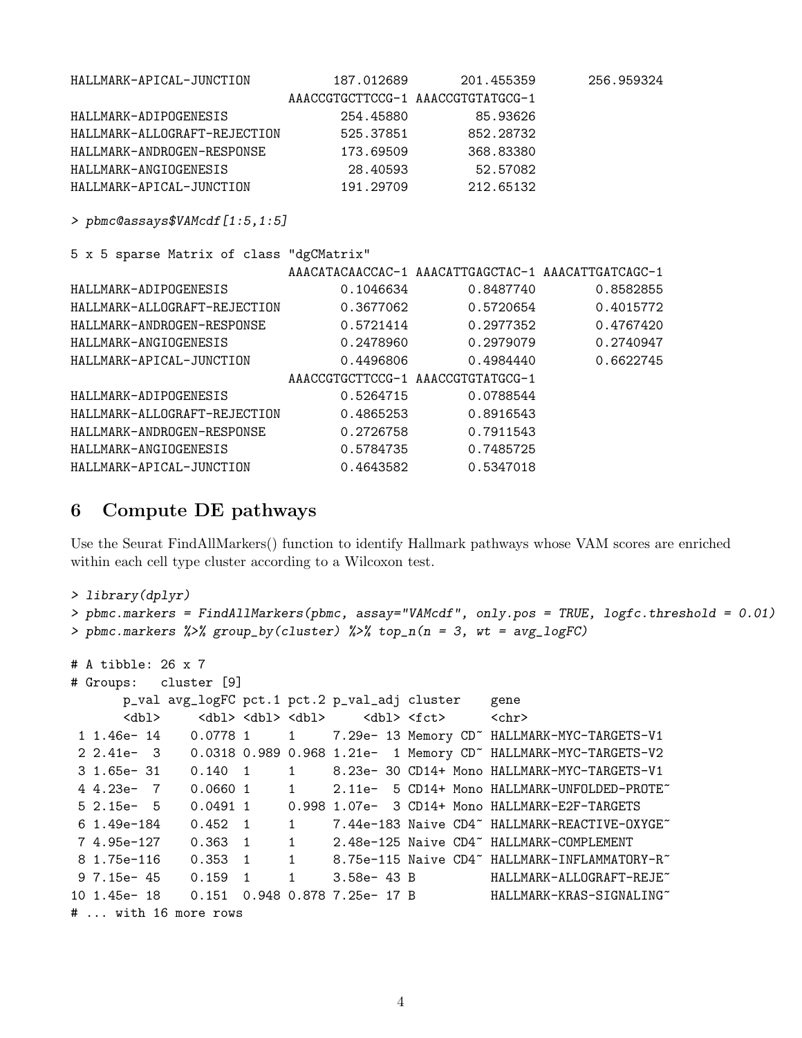```
HALLMARK-APICAL-JUNCTION          187.012689        201.455359        256.959324
                             AAACCGTGCTTCCG-1 AAACCGTGTATGCG-1
HALLMARK-ADIPOGENESIS               254.45880          85.93626
HALLMARK-ALLOGRAFT-REJECTION        525.37851         852.28732
HALLMARK-ANDROGEN-RESPONSE          173.69509         368.83380
HALLMARK-ANGIOGENESIS                28.40593          52.57082
HALLMARK-APICAL-JUNCTION            191.29709         212.65132
```

```
> pbmc@assays$VAMcdf[1:5,1:5]

5 x 5 sparse Matrix of class "dgCMatrix"
                             AAACATACAACCAC-1 AAACATTGAGCTAC-1 AAACATTGATCAGC-1
HALLMARK-ADIPOGENESIS               0.1046634        0.8487740        0.8582855
HALLMARK-ALLOGRAFT-REJECTION        0.3677062        0.5720654        0.4015772
HALLMARK-ANDROGEN-RESPONSE          0.5721414        0.2977352        0.4767420
HALLMARK-ANGIOGENESIS               0.2478960        0.2979079        0.2740947
HALLMARK-APICAL-JUNCTION            0.4496806        0.4984440        0.6622745
                             AAACCGTGCTTCCG-1 AAACCGTGTATGCG-1
HALLMARK-ADIPOGENESIS               0.5264715        0.0788544
HALLMARK-ALLOGRAFT-REJECTION        0.4865253        0.8916543
HALLMARK-ANDROGEN-RESPONSE          0.2726758        0.7911543
HALLMARK-ANGIOGENESIS               0.5784735        0.7485725
HALLMARK-APICAL-JUNCTION            0.4643582        0.5347018
```

## 6 Compute DE pathways

Use the Seurat FindAllMarkers() function to identify Hallmark pathways whose VAM scores are enriched within each cell type cluster according to a Wilcoxon test.

```
> library(dplyr)
> pbmc.markers = FindAllMarkers(pbmc, assay="VAMcdf", only.pos = TRUE, logfc.threshold = 0.01)
> pbmc.markers %>% group_by(cluster) %>% top_n(n = 3, wt = avg_logFC)

# A tibble: 26 x 7
# Groups:   cluster [9]
       p_val avg_logFC pct.1 pct.2 p_val_adj cluster    gene
       <dbl>     <dbl> <dbl> <dbl>     <dbl> <fct>      <chr>
 1 1.46e- 14    0.0778 1     1     7.29e- 13 Memory CD~ HALLMARK-MYC-TARGETS-V1
 2 2.41e-  3    0.0318 0.989 0.968 1.21e-  1 Memory CD~ HALLMARK-MYC-TARGETS-V2
 3 1.65e- 31    0.140  1     1     8.23e- 30 CD14+ Mono HALLMARK-MYC-TARGETS-V1
 4 4.23e-  7    0.0660 1     1     2.11e-  5 CD14+ Mono HALLMARK-UNFOLDED-PROTE~
 5 2.15e-  5    0.0491 1     0.998 1.07e-  3 CD14+ Mono HALLMARK-E2F-TARGETS
 6 1.49e-184    0.452  1     1     7.44e-183 Naive CD4~ HALLMARK-REACTIVE-OXYGE~
 7 4.95e-127    0.363  1     1     2.48e-125 Naive CD4~ HALLMARK-COMPLEMENT
 8 1.75e-116    0.353  1     1     8.75e-115 Naive CD4~ HALLMARK-INFLAMMATORY-R~
 9 7.15e- 45    0.159  1     1     3.58e- 43 B          HALLMARK-ALLOGRAFT-REJE~
10 1.45e- 18    0.151  0.948 0.878 7.25e- 17 B          HALLMARK-KRAS-SIGNALING~
# ... with 16 more rows
```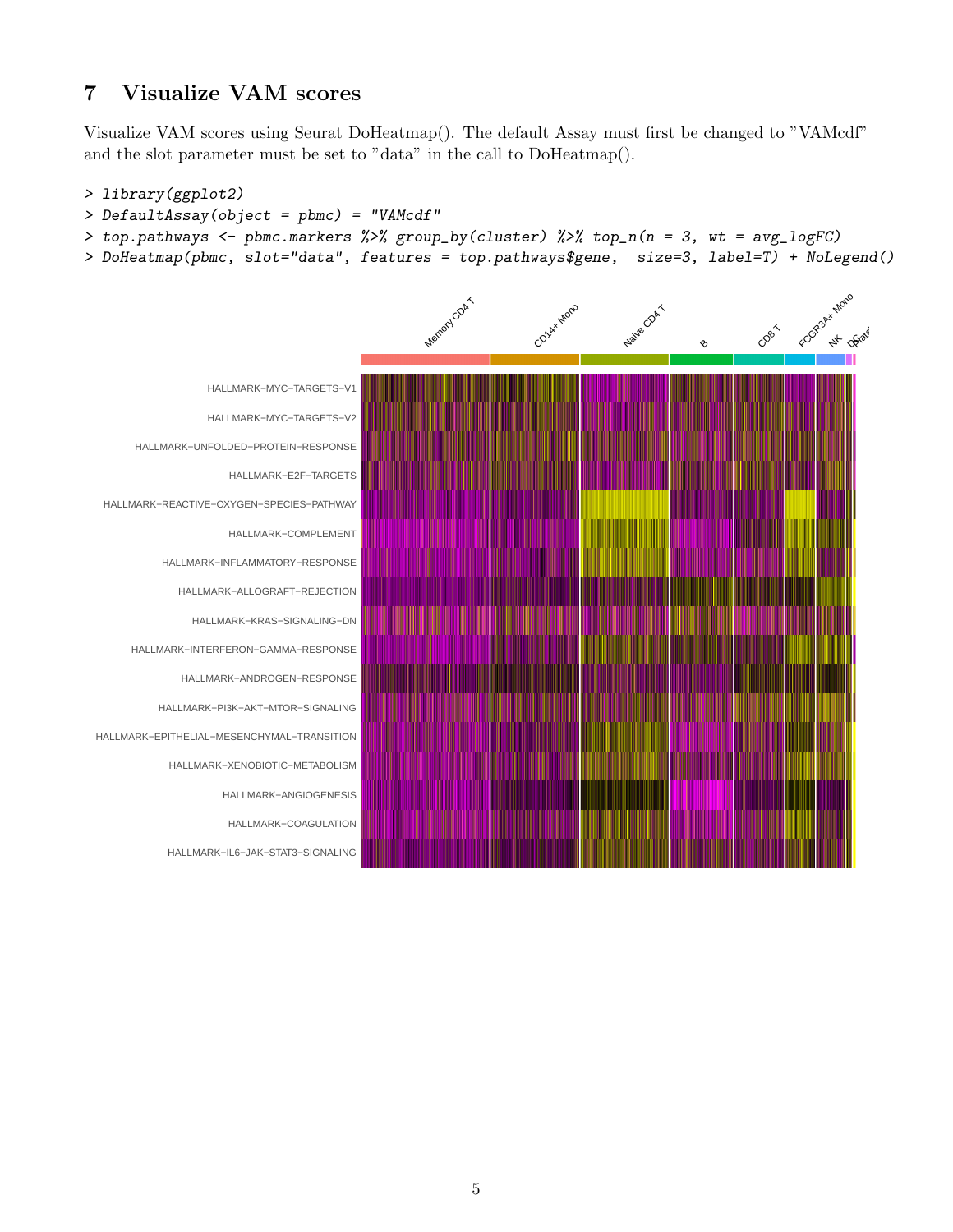# 7 Visualize VAM scores

Visualize VAM scores using Seurat DoHeatmap(). The default Assay must first be changed to "VAMcdf" and the slot parameter must be set to "data" in the call to DoHeatmap().

```
> library(ggplot2)
> DefaultAssay(object = pbmc) = "VAMcdf"
> top.pathways <- pbmc.markers %>% group_by(cluster) %>% top_n(n = 3, wt = avg_logFC)
> DoHeatmap(pbmc, slot="data", features = top.pathways$gene,  size=3, label=T) + NoLegend()
```

Memory CD4 T
CD14+ Mono
Naive CD4 T
B
CD8 T
FCGR3A+ Mono
NK
DC
Platelet

HALLMARK−MYC−TARGETS−V1
HALLMARK−MYC−TARGETS−V2
HALLMARK−UNFOLDED−PROTEIN−RESPONSE
HALLMARK−E2F−TARGETS
HALLMARK−REACTIVE−OXYGEN−SPECIES−PATHWAY
HALLMARK−COMPLEMENT
HALLMARK−INFLAMMATORY−RESPONSE
HALLMARK−ALLOGRAFT−REJECTION
HALLMARK−KRAS−SIGNALING−DN
HALLMARK−INTERFERON−GAMMA−RESPONSE
HALLMARK−ANDROGEN−RESPONSE
HALLMARK−PI3K−AKT−MTOR−SIGNALING
HALLMARK−EPITHELIAL−MESENCHYMAL−TRANSITION
HALLMARK−XENOBIOTIC−METABOLISM
HALLMARK−ANGIOGENESIS
HALLMARK−COAGULATION
HALLMARK−IL6−JAK−STAT3−SIGNALING